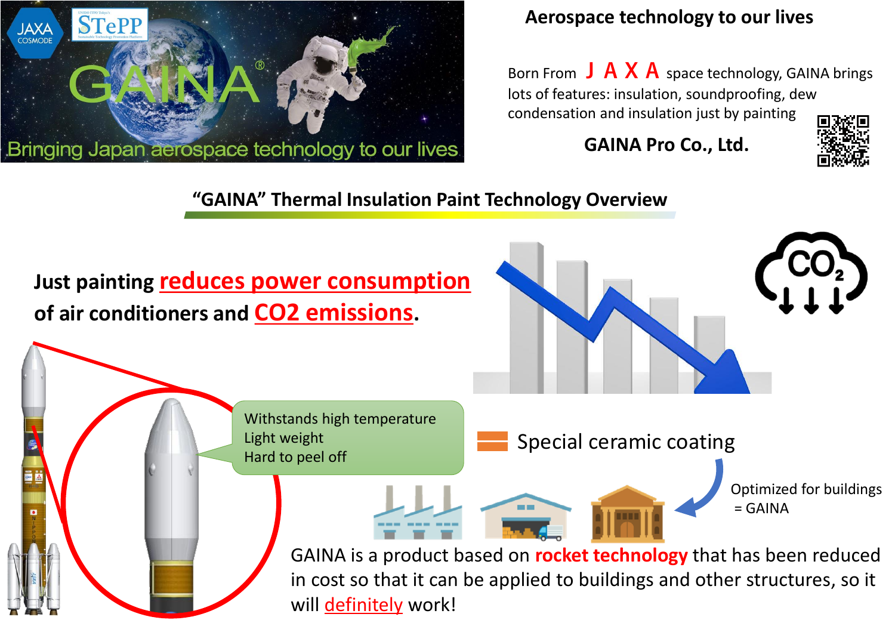# Aerospace technology to our lives

Born From **JAXA** space technology, GAINA brings lots of features: insulation, soundproofing, dew condensation and insulation just by painting

**GAINA Pro Co., Ltd.**

GAINA®

Bringing Japan aerospace technology to our lives

## "GAINA" Thermal Insulation Paint Technology Overview

**Just painting reduces power consumption of air conditioners and $CO_2$ emissions.**

Withstands high temperature
Light weight
Hard to peel off

Special ceramic coating

Optimized for buildings = GAINA

GAINA is a product based on **rocket technology** that has been reduced in cost so that it can be applied to buildings and other structures, so it will definitely work!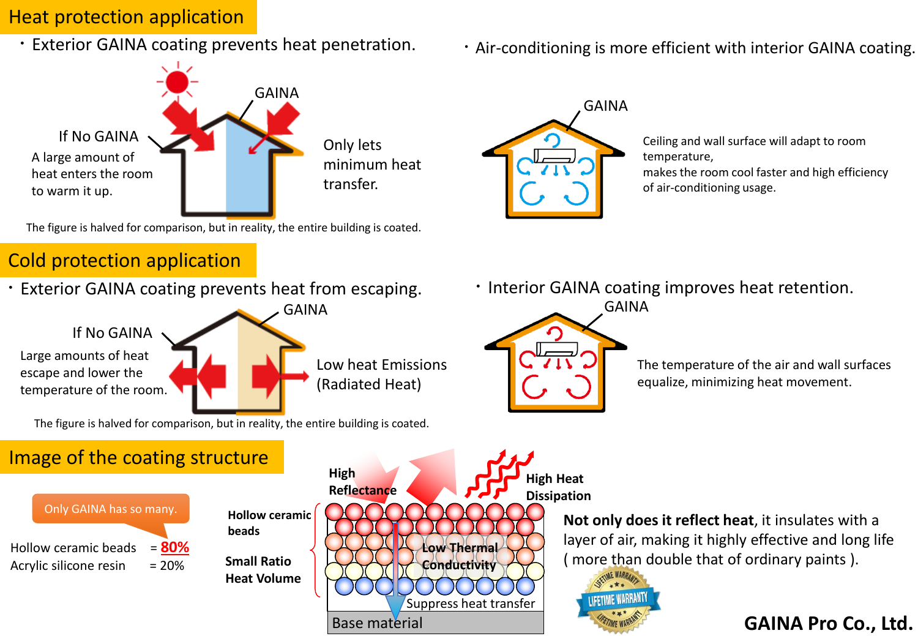## Heat protection application

- Exterior GAINA coating prevents heat penetration.

GAINA

If No GAINA

A large amount of heat enters the room to warm it up.

Only lets minimum heat transfer.

The figure is halved for comparison, but in reality, the entire building is coated.

- Air-conditioning is more efficient with interior GAINA coating.

GAINA

Ceiling and wall surface will adapt to room temperature, makes the room cool faster and high efficiency of air-conditioning usage.

## Cold protection application

- Exterior GAINA coating prevents heat from escaping.

GAINA

If No GAINA

Large amounts of heat escape and lower the temperature of the room.

Low heat Emissions (Radiated Heat)

The figure is halved for comparison, but in reality, the entire building is coated.

- Interior GAINA coating improves heat retention.

GAINA

The temperature of the air and wall surfaces equalize, minimizing heat movement.

## Image of the coating structure

Only GAINA has so many.

| | |
|---|---|
| Hollow ceramic beads | = **80%** |
| Acrylic silicone resin | = 20% |

**High Reflectance**

**High Heat Dissipation**

**Hollow ceramic beads**

**Small Ratio Heat Volume**

**Low Thermal Conductivity**

Suppress heat transfer

Base material

**Not only does it reflect heat**, it insulates with a layer of air, making it highly effective and long life ( more than double that of ordinary paints ).

LIFETIME WARRANTY

**GAINA Pro Co., Ltd.**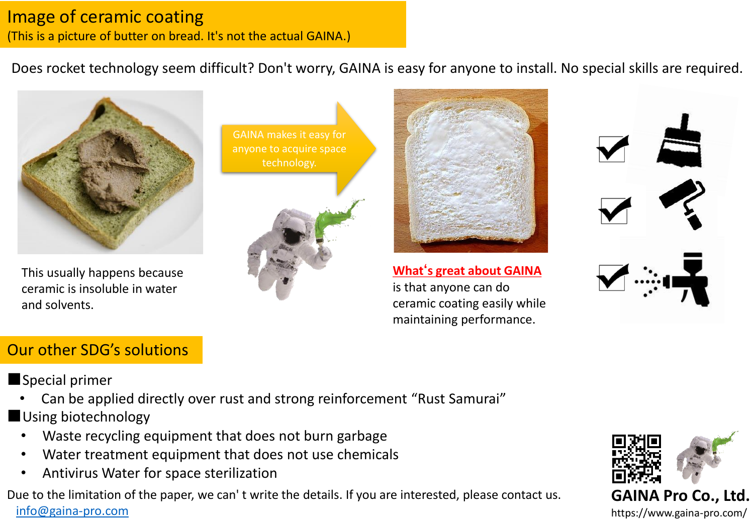## Image of ceramic coating

(This is a picture of butter on bread. It's not the actual GAINA.)

Does rocket technology seem difficult? Don't worry, GAINA is easy for anyone to install. No special skills are required.

GAINA makes it easy for anyone to acquire space technology.

This usually happens because ceramic is insoluble in water and solvents.

**What's great about GAINA** is that anyone can do ceramic coating easily while maintaining performance.

## Our other SDG's solutions

■ Special primer

- Can be applied directly over rust and strong reinforcement "Rust Samurai"

■ Using biotechnology

- Waste recycling equipment that does not burn garbage
- Water treatment equipment that does not use chemicals
- Antivirus Water for space sterilization

Due to the limitation of the paper, we can' t write the details. If you are interested, please contact us.
info@gaina-pro.com

**GAINA Pro Co., Ltd.**
https://www.gaina-pro.com/